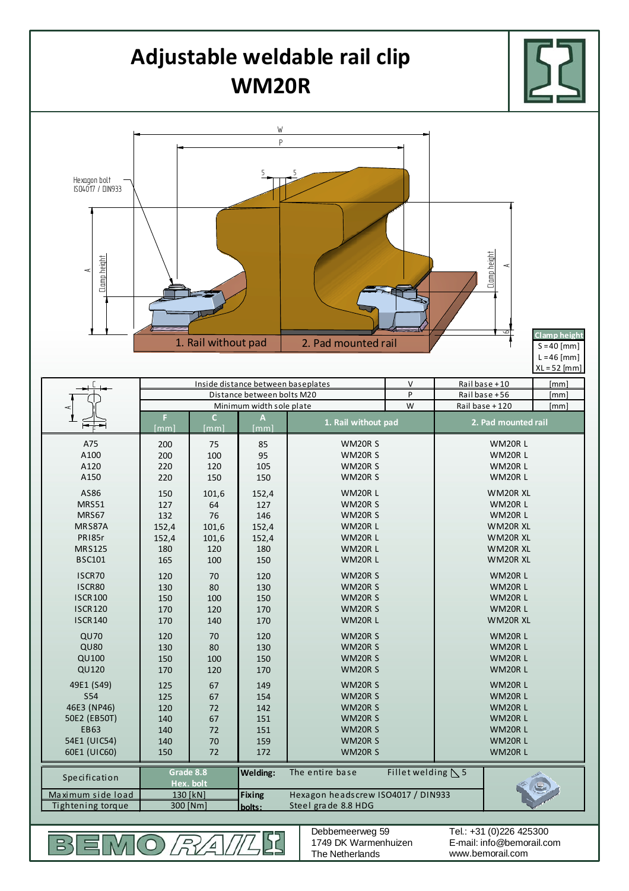# Adjustable weldable rail clip
# WM20R

Hexagon bolt ISO4017 / DIN933

1. Rail without pad | 2. Pad mounted rail

| Clamp height |
|---|
| S = 40 [mm] |
| L = 46 [mm] |
| XL = 52 [mm] |

| | Inside distance between baseplates | | | | V | Rail base + 10 | [mm] |
|---|---|---|---|---|---|---|---|
| | Distance between bolts M20 | | | | P | Rail base + 56 | [mm] |
| | Minimum width sole plate | | | | W | Rail base + 120 | [mm] |
| | F [mm] | C [mm] | A [mm] | 1. Rail without pad | | 2. Pad mounted rail | |
| A75 | 200 | 75 | 85 | WM20R S | | WM20R L | |
| A100 | 200 | 100 | 95 | WM20R S | | WM20R L | |
| A120 | 220 | 120 | 105 | WM20R S | | WM20R L | |
| A150 | 220 | 150 | 150 | WM20R S | | WM20R L | |
| AS86 | 150 | 101,6 | 152,4 | WM20R L | | WM20R XL | |
| MRS51 | 127 | 64 | 127 | WM20R S | | WM20R L | |
| MRS67 | 132 | 76 | 146 | WM20R S | | WM20R L | |
| MRS87A | 152,4 | 101,6 | 152,4 | WM20R L | | WM20R XL | |
| PRI85r | 152,4 | 101,6 | 152,4 | WM20R L | | WM20R XL | |
| MRS125 | 180 | 120 | 180 | WM20R L | | WM20R XL | |
| BSC101 | 165 | 100 | 150 | WM20R L | | WM20R XL | |
| ISCR70 | 120 | 70 | 120 | WM20R S | | WM20R L | |
| ISCR80 | 130 | 80 | 130 | WM20R S | | WM20R L | |
| ISCR100 | 150 | 100 | 150 | WM20R S | | WM20R L | |
| ISCR120 | 170 | 120 | 170 | WM20R S | | WM20R L | |
| ISCR140 | 170 | 140 | 170 | WM20R L | | WM20R XL | |
| QU70 | 120 | 70 | 120 | WM20R S | | WM20R L | |
| QU80 | 130 | 80 | 130 | WM20R S | | WM20R L | |
| QU100 | 150 | 100 | 150 | WM20R S | | WM20R L | |
| QU120 | 170 | 120 | 170 | WM20R S | | WM20R L | |
| 49E1 (S49) | 125 | 67 | 149 | WM20R S | | WM20R L | |
| S54 | 125 | 67 | 154 | WM20R S | | WM20R L | |
| 46E3 (NP46) | 120 | 72 | 142 | WM20R S | | WM20R L | |
| 50E2 (EB50T) | 140 | 67 | 151 | WM20R S | | WM20R L | |
| EB63 | 140 | 72 | 151 | WM20R S | | WM20R L | |
| 54E1 (UIC54) | 140 | 70 | 159 | WM20R S | | WM20R L | |
| 60E1 (UIC60) | 150 | 72 | 172 | WM20R S | | WM20R L | |

| Specification | Grade 8.8 Hex. bolt | Welding: | The entire base | Fillet welding ◺ 5 |
|---|---|---|---|---|
| Maximum side load | 130 [kN] | Fixing bolts: | Hexagon headscrew ISO4017 / DIN933 | |
| Tightening torque | 300 [Nm] | | Steel grade 8.8 HDG | |

BEMO RAIL

Debbemeerweg 59
1749 DK Warmenhuizen
The Netherlands

Tel.: +31 (0)226 425300
E-mail: info@bemorail.com
www.bemorail.com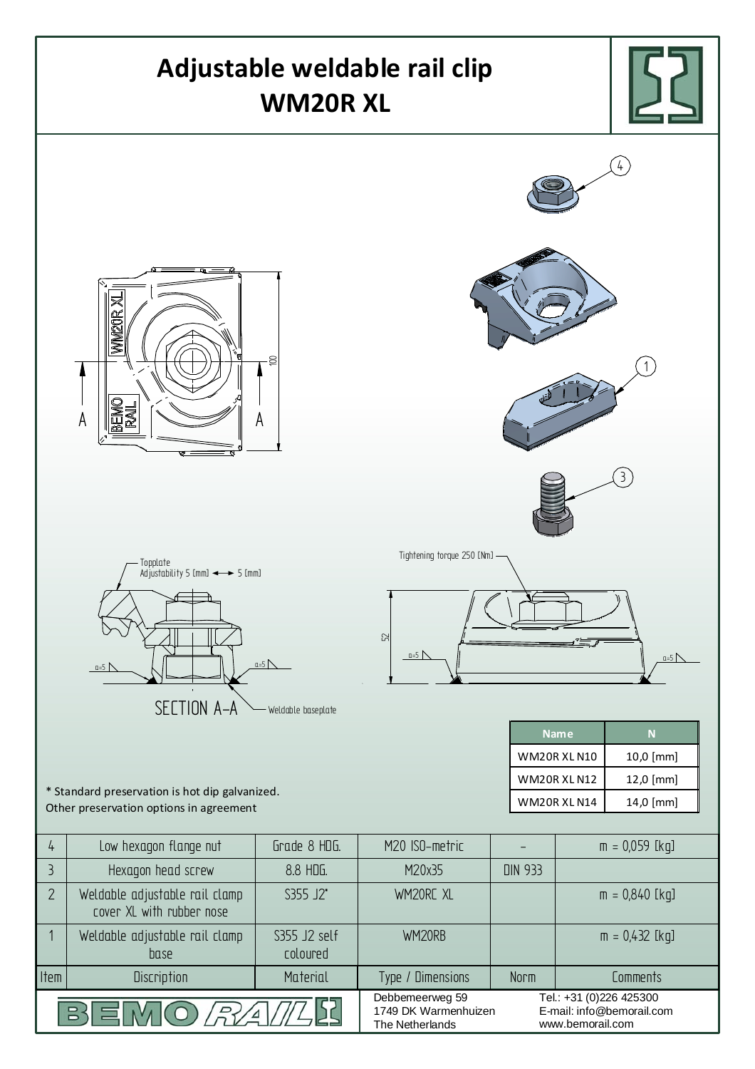# Adjustable weldable rail clip WM20R XL

Topplate
Adjustability 5 [mm] ◄► 5 [mm]

SECTION A-A

Weldable baseplate

Tightening torque 250 [Nm]

| Name | N |
|---|---|
| WM20R XL N10 | 10,0 [mm] |
| WM20R XL N12 | 12,0 [mm] |
| WM20R XL N14 | 14,0 [mm] |

* Standard preservation is hot dip galvanized.
Other preservation options in agreement

| Item | Discription | Material | Type / Dimensions | Norm | Comments |
|---|---|---|---|---|---|
| 4 | Low hexagon flange nut | Grade 8 HDG. | M20 ISO-metric | - | m = 0,059 [kg] |
| 3 | Hexagon head screw | 8.8 HDG. | M20x35 | DIN 933 | |
| 2 | Weldable adjustable rail clamp cover XL with rubber nose | S355 J2* | WM20RC XL | | m = 0,840 [kg] |
| 1 | Weldable adjustable rail clamp base | S355 J2 self coloured | WM20RB | | m = 0,432 [kg] |

BEMO RAIL

Debbemeerweg 59
1749 DK Warmenhuizen
The Netherlands

Tel.: +31 (0)226 425300
E-mail: info@bemorail.com
www.bemorail.com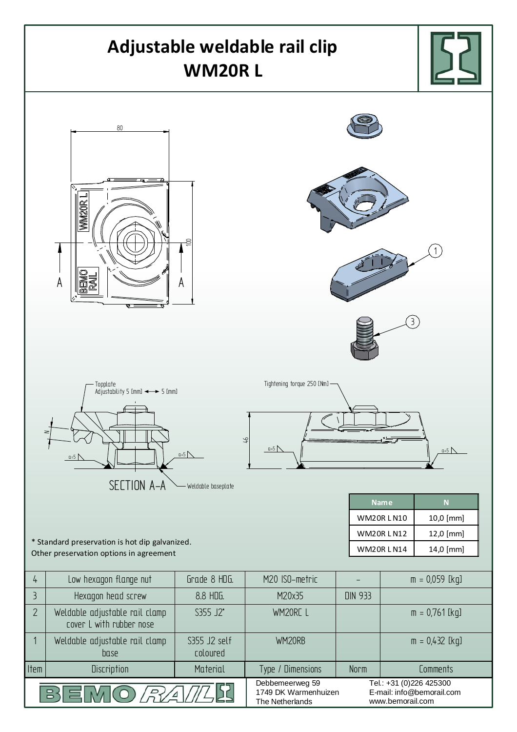# Adjustable weldable rail clip WM20R L

80

100

A

A

WM20R L

BEMO RAIL

Topplate
Adjustability 5 [mm] ◄─► 5 [mm]

N

a=5

a=5

SECTION A-A

Weldable baseplate

Tightening torque 250 [Nm]

46

a=5

a=5

1

3

| Name | N |
|---|---|
| WM20R L N10 | 10,0 [mm] |
| WM20R L N12 | 12,0 [mm] |
| WM20R L N14 | 14,0 [mm] |

* Standard preservation is hot dip galvanized.
Other preservation options in agreement

| Item | Discription | Material | Type / Dimensions | Norm | Comments |
|---|---|---|---|---|---|
| 4 | Low hexagon flange nut | Grade 8 HDG. | M20 ISO-metric | - | m = 0,059 [kg] |
| 3 | Hexagon head screw | 8.8 HDG. | M20x35 | DIN 933 | |
| 2 | Weldable adjustable rail clamp cover L with rubber nose | S355 J2* | WM20RC L | | m = 0,761 [kg] |
| 1 | Weldable adjustable rail clamp base | S355 J2 self coloured | WM20RB | | m = 0,432 [kg] |

BEMO RAIL

Debbemeerweg 59
1749 DK Warmenhuizen
The Netherlands

Tel.: +31 (0)226 425300
E-mail: info@bemorail.com
www.bemorail.com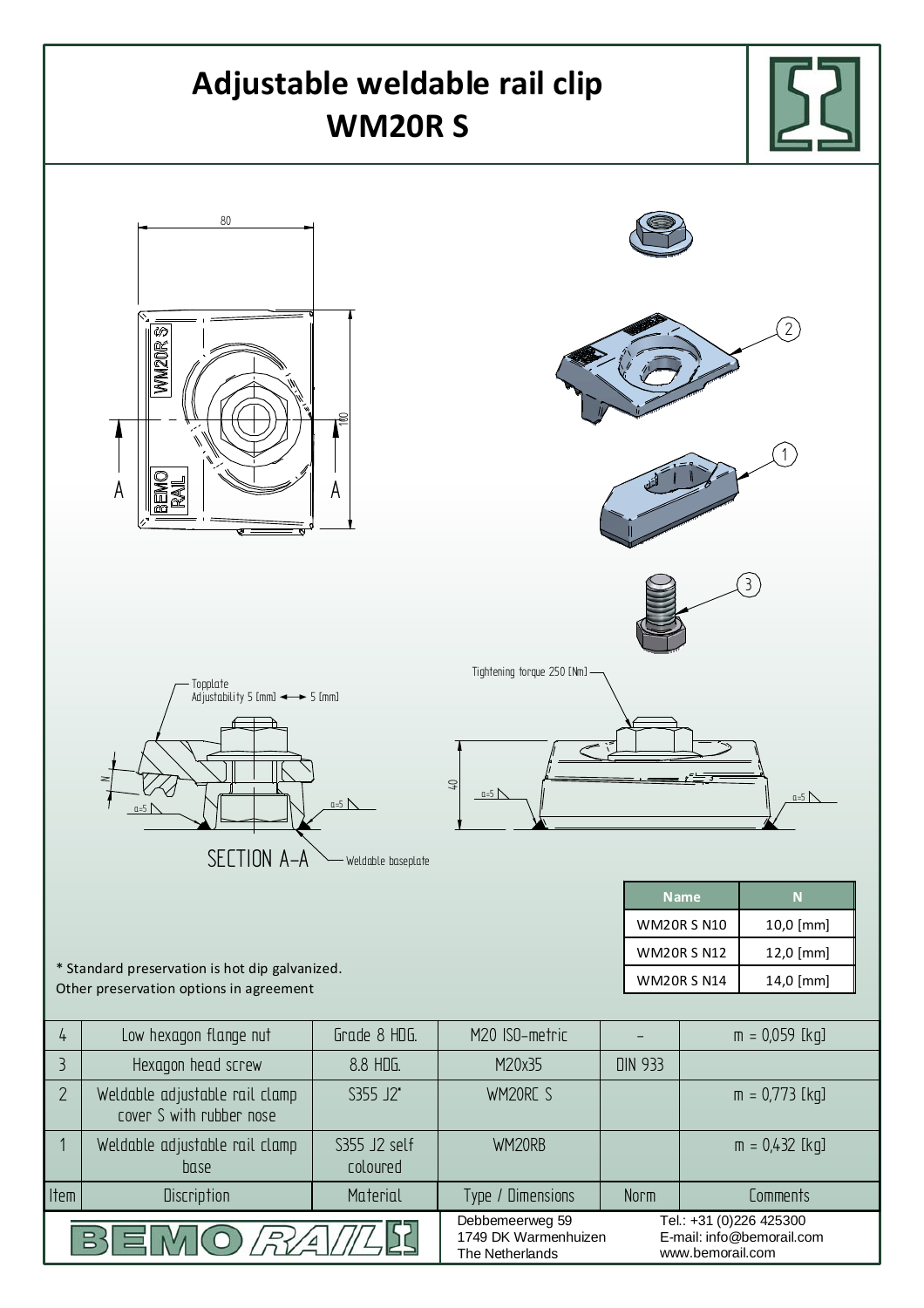# Adjustable weldable rail clip
# WM20R S

80

100

A

A

WM20R S

BEMO RAIL

Topplate
Adjustability 5 [mm] ◄► 5 [mm]

N

a=5

a=5

SECTION A-A

Weldable baseplate

Tightening torque 250 [Nm]

40

a=5

a=5

2

1

3

| Name | N |
|---|---|
| WM20R S N10 | 10,0 [mm] |
| WM20R S N12 | 12,0 [mm] |
| WM20R S N14 | 14,0 [mm] |

* Standard preservation is hot dip galvanized.
Other preservation options in agreement

| Item | Discription | Material | Type / Dimensions | Norm | Comments |
|---|---|---|---|---|---|
| 4 | Low hexagon flange nut | Grade 8 HDG. | M20 ISO-metric | - | m = 0,059 [kg] |
| 3 | Hexagon head screw | 8.8 HDG. | M20x35 | DIN 933 | |
| 2 | Weldable adjustable rail clamp cover S with rubber nose | S355 J2* | WM20RC S | | m = 0,773 [kg] |
| 1 | Weldable adjustable rail clamp base | S355 J2 self coloured | WM20RB | | m = 0,432 [kg] |

BEMO RAIL

Debbemeerweg 59
1749 DK Warmenhuizen
The Netherlands

Tel.: +31 (0)226 425300
E-mail: info@bemorail.com
www.bemorail.com